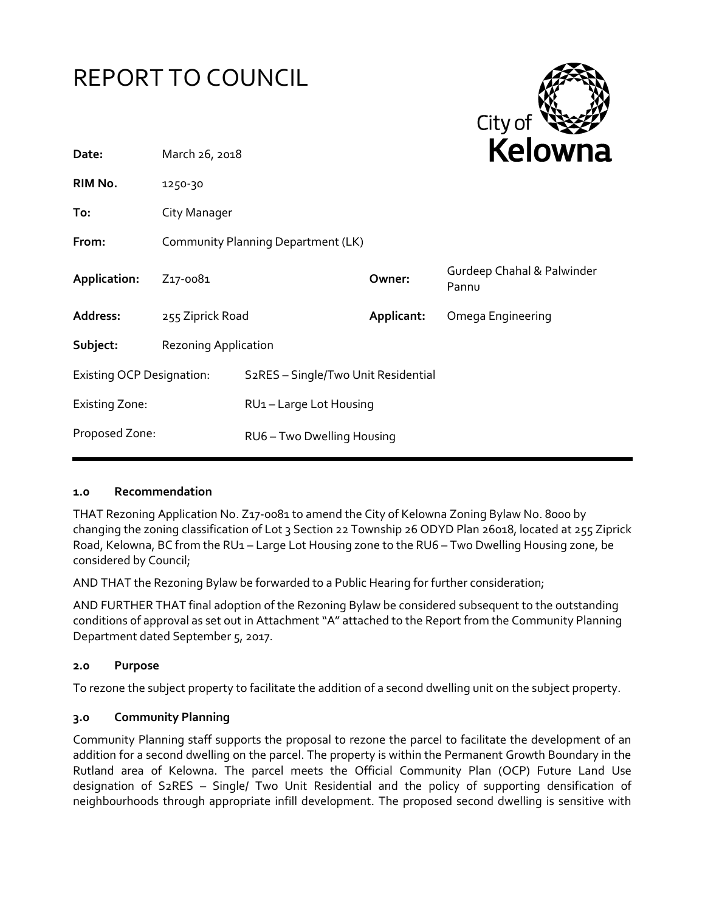# REPORT TO COUNCIL

| | | | |
|---|---|---|---|
| **Date:** | March 26, 2018 | | |
| **RIM No.** | 1250-30 | | |
| **To:** | City Manager | | |
| **From:** | Community Planning Department (LK) | | |
| **Application:** | Z17-0081 | **Owner:** | Gurdeep Chahal & Palwinder Pannu |
| **Address:** | 255 Ziprick Road | **Applicant:** | Omega Engineering |
| **Subject:** | Rezoning Application | | |
| Existing OCP Designation: | S2RES – Single/Two Unit Residential | | |
| Existing Zone: | RU1 – Large Lot Housing | | |
| Proposed Zone: | RU6 – Two Dwelling Housing | | |

## 1.0 Recommendation

THAT Rezoning Application No. Z17-0081 to amend the City of Kelowna Zoning Bylaw No. 8000 by changing the zoning classification of Lot 3 Section 22 Township 26 ODYD Plan 26018, located at 255 Ziprick Road, Kelowna, BC from the RU1 – Large Lot Housing zone to the RU6 – Two Dwelling Housing zone, be considered by Council;

AND THAT the Rezoning Bylaw be forwarded to a Public Hearing for further consideration;

AND FURTHER THAT final adoption of the Rezoning Bylaw be considered subsequent to the outstanding conditions of approval as set out in Attachment "A" attached to the Report from the Community Planning Department dated September 5, 2017.

## 2.0 Purpose

To rezone the subject property to facilitate the addition of a second dwelling unit on the subject property.

## 3.0 Community Planning

Community Planning staff supports the proposal to rezone the parcel to facilitate the development of an addition for a second dwelling on the parcel. The property is within the Permanent Growth Boundary in the Rutland area of Kelowna. The parcel meets the Official Community Plan (OCP) Future Land Use designation of S2RES – Single/ Two Unit Residential and the policy of supporting densification of neighbourhoods through appropriate infill development. The proposed second dwelling is sensitive with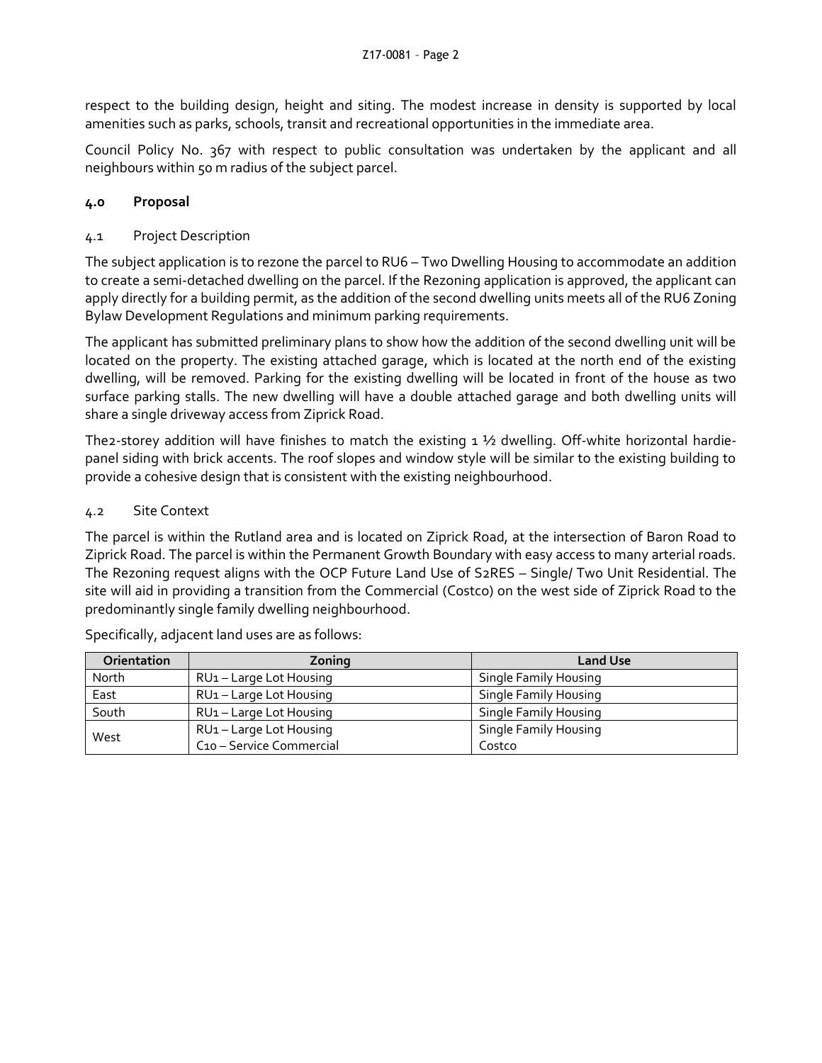respect to the building design, height and siting. The modest increase in density is supported by local amenities such as parks, schools, transit and recreational opportunities in the immediate area.

Council Policy No. 367 with respect to public consultation was undertaken by the applicant and all neighbours within 50 m radius of the subject parcel.

## 4.0 Proposal

### 4.1 Project Description

The subject application is to rezone the parcel to RU6 – Two Dwelling Housing to accommodate an addition to create a semi-detached dwelling on the parcel. If the Rezoning application is approved, the applicant can apply directly for a building permit, as the addition of the second dwelling units meets all of the RU6 Zoning Bylaw Development Regulations and minimum parking requirements.

The applicant has submitted preliminary plans to show how the addition of the second dwelling unit will be located on the property. The existing attached garage, which is located at the north end of the existing dwelling, will be removed. Parking for the existing dwelling will be located in front of the house as two surface parking stalls. The new dwelling will have a double attached garage and both dwelling units will share a single driveway access from Ziprick Road.

The2-storey addition will have finishes to match the existing 1 ½ dwelling. Off-white horizontal hardie-panel siding with brick accents. The roof slopes and window style will be similar to the existing building to provide a cohesive design that is consistent with the existing neighbourhood.

### 4.2 Site Context

The parcel is within the Rutland area and is located on Ziprick Road, at the intersection of Baron Road to Ziprick Road. The parcel is within the Permanent Growth Boundary with easy access to many arterial roads. The Rezoning request aligns with the OCP Future Land Use of S2RES – Single/ Two Unit Residential. The site will aid in providing a transition from the Commercial (Costco) on the west side of Ziprick Road to the predominantly single family dwelling neighbourhood.

Specifically, adjacent land uses are as follows:

| Orientation | Zoning | Land Use |
|---|---|---|
| North | RU1 – Large Lot Housing | Single Family Housing |
| East | RU1 – Large Lot Housing | Single Family Housing |
| South | RU1 – Large Lot Housing | Single Family Housing |
| West | RU1 – Large Lot Housing<br>C10 – Service Commercial | Single Family Housing<br>Costco |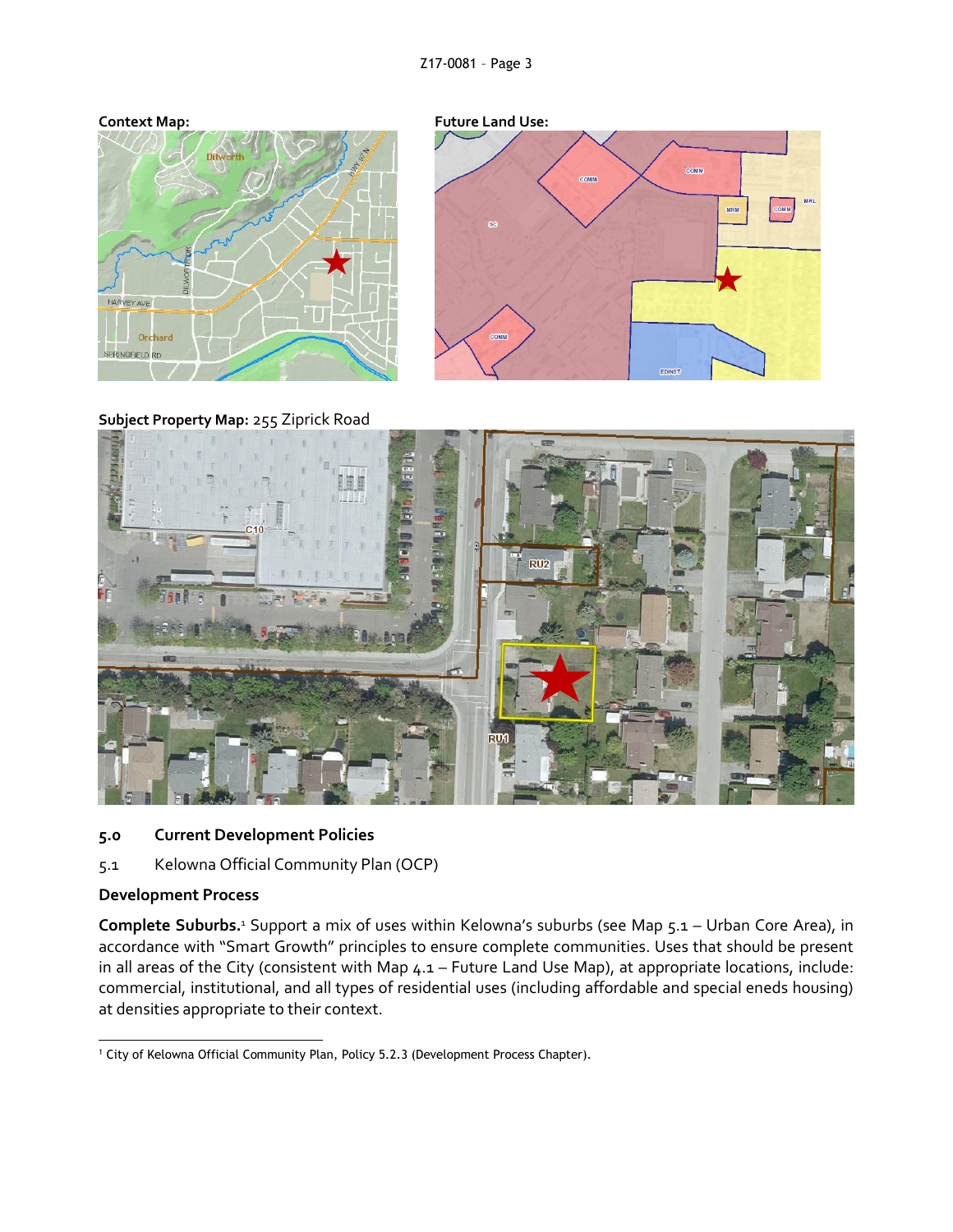**Context Map:**

**Future Land Use:**

**Subject Property Map:** 255 Ziprick Road

## 5.0 Current Development Policies

### 5.1 Kelowna Official Community Plan (OCP)

**Development Process**

**Complete Suburbs.**[1] Support a mix of uses within Kelowna's suburbs (see Map 5.1 – Urban Core Area), in accordance with "Smart Growth" principles to ensure complete communities. Uses that should be present in all areas of the City (consistent with Map 4.1 – Future Land Use Map), at appropriate locations, include: commercial, institutional, and all types of residential uses (including affordable and special eneds housing) at densities appropriate to their context.

---

[1] City of Kelowna Official Community Plan, Policy 5.2.3 (Development Process Chapter).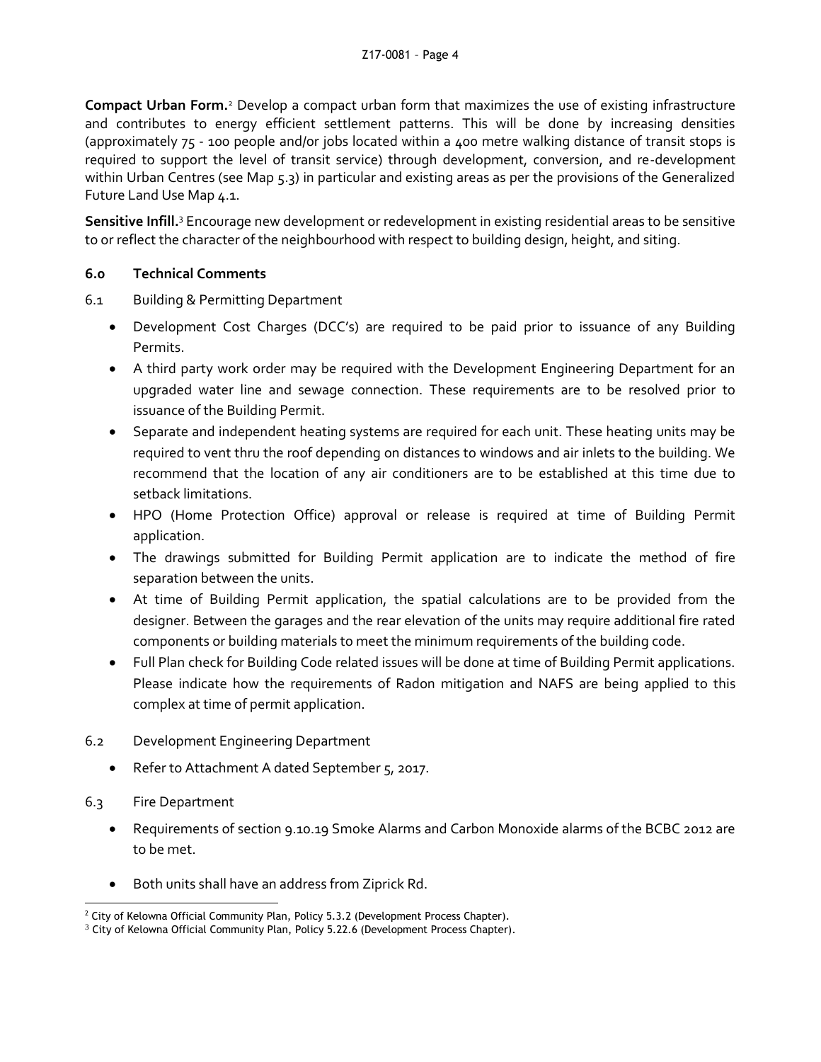**Compact Urban Form.**[2] Develop a compact urban form that maximizes the use of existing infrastructure and contributes to energy efficient settlement patterns. This will be done by increasing densities (approximately 75 - 100 people and/or jobs located within a 400 metre walking distance of transit stops is required to support the level of transit service) through development, conversion, and re-development within Urban Centres (see Map 5.3) in particular and existing areas as per the provisions of the Generalized Future Land Use Map 4.1.

**Sensitive Infill.**[3] Encourage new development or redevelopment in existing residential areas to be sensitive to or reflect the character of the neighbourhood with respect to building design, height, and siting.

## 6.0 Technical Comments

6.1 Building & Permitting Department

- Development Cost Charges (DCC's) are required to be paid prior to issuance of any Building Permits.
- A third party work order may be required with the Development Engineering Department for an upgraded water line and sewage connection. These requirements are to be resolved prior to issuance of the Building Permit.
- Separate and independent heating systems are required for each unit. These heating units may be required to vent thru the roof depending on distances to windows and air inlets to the building. We recommend that the location of any air conditioners are to be established at this time due to setback limitations.
- HPO (Home Protection Office) approval or release is required at time of Building Permit application.
- The drawings submitted for Building Permit application are to indicate the method of fire separation between the units.
- At time of Building Permit application, the spatial calculations are to be provided from the designer. Between the garages and the rear elevation of the units may require additional fire rated components or building materials to meet the minimum requirements of the building code.
- Full Plan check for Building Code related issues will be done at time of Building Permit applications. Please indicate how the requirements of Radon mitigation and NAFS are being applied to this complex at time of permit application.

6.2 Development Engineering Department

- Refer to Attachment A dated September 5, 2017.

6.3 Fire Department

- Requirements of section 9.10.19 Smoke Alarms and Carbon Monoxide alarms of the BCBC 2012 are to be met.
- Both units shall have an address from Ziprick Rd.

---

[2] City of Kelowna Official Community Plan, Policy 5.3.2 (Development Process Chapter).

[3] City of Kelowna Official Community Plan, Policy 5.22.6 (Development Process Chapter).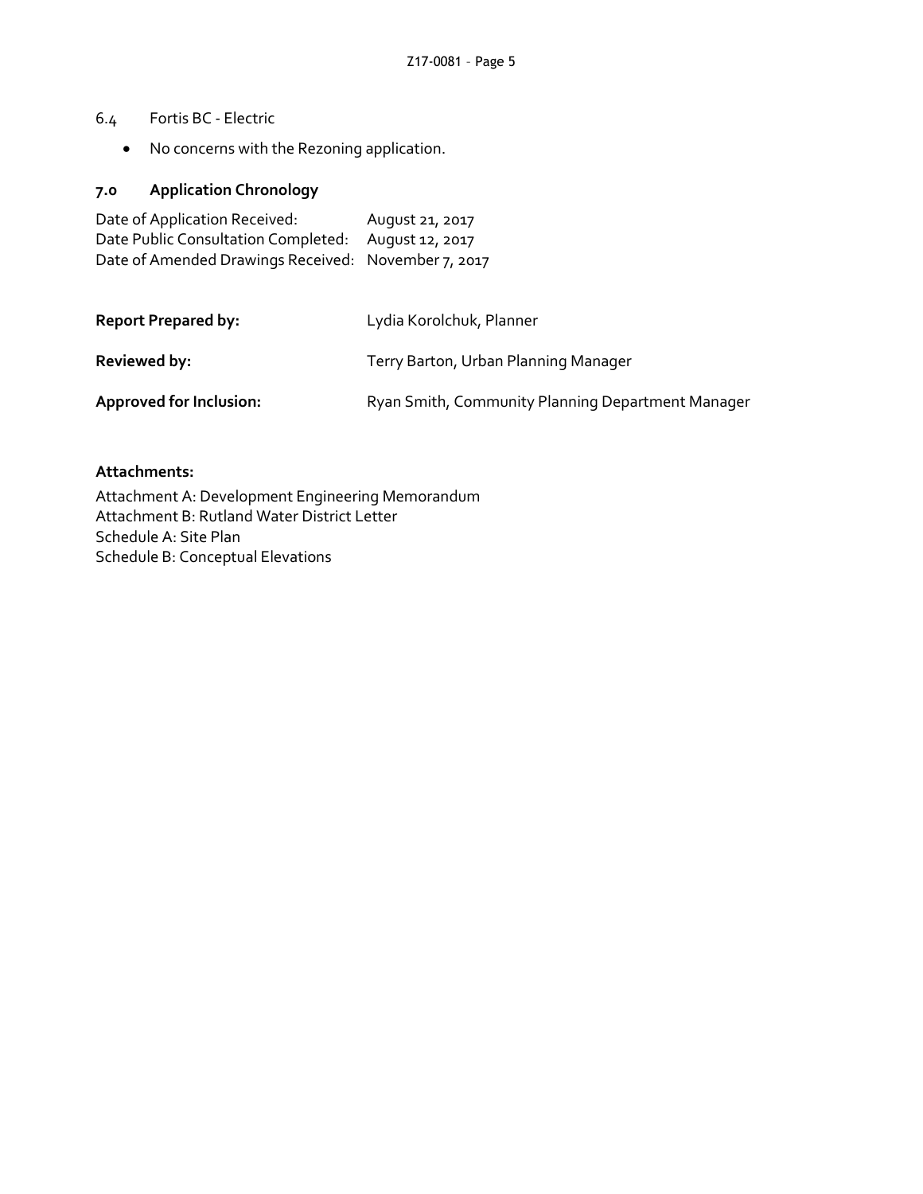6.4 Fortis BC - Electric

- No concerns with the Rezoning application.

## 7.0 Application Chronology

| | |
|---|---|
| Date of Application Received: | August 21, 2017 |
| Date Public Consultation Completed: | August 12, 2017 |
| Date of Amended Drawings Received: | November 7, 2017 |

| | |
|---|---|
| **Report Prepared by:** | Lydia Korolchuk, Planner |
| **Reviewed by:** | Terry Barton, Urban Planning Manager |
| **Approved for Inclusion:** | Ryan Smith, Community Planning Department Manager |

**Attachments:**

Attachment A: Development Engineering Memorandum
Attachment B: Rutland Water District Letter
Schedule A: Site Plan
Schedule B: Conceptual Elevations